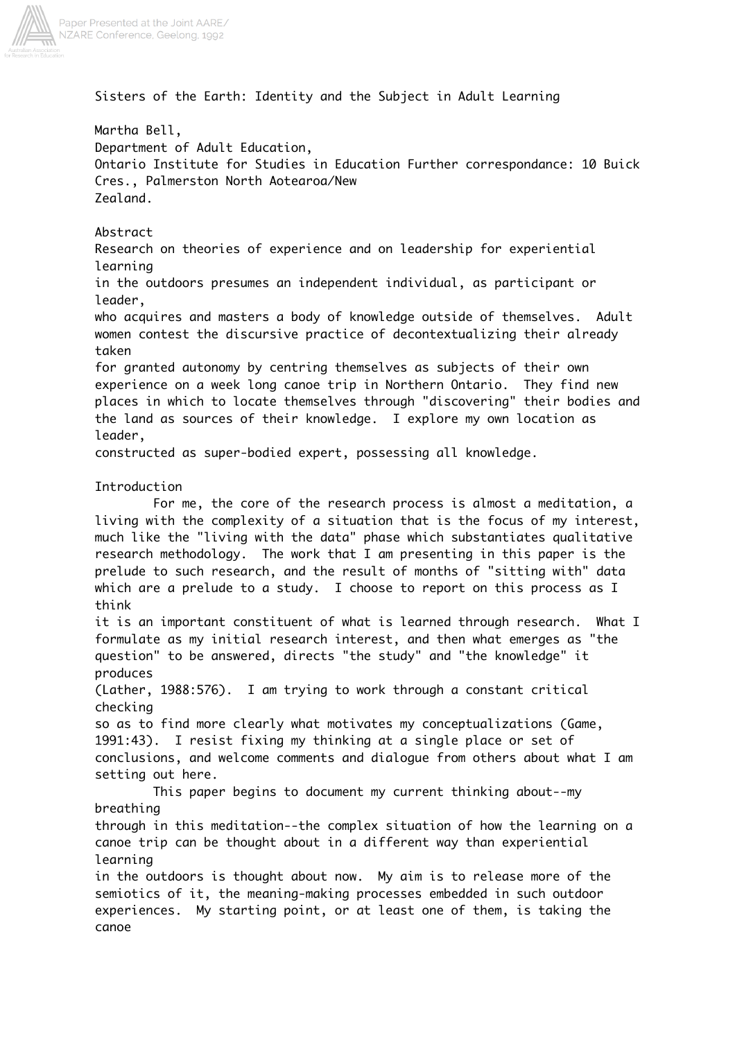# Sisters of the Earth: Identity and the Subject in Adult Learning

Martha Bell,
Department of Adult Education,
Ontario Institute for Studies in Education Further correspondance: 10 Buick Cres., Palmerston North Aotearoa/New Zealand.

## Abstract

Research on theories of experience and on leadership for experiential learning in the outdoors presumes an independent individual, as participant or leader, who acquires and masters a body of knowledge outside of themselves. Adult women contest the discursive practice of decontextualizing their already taken for granted autonomy by centring themselves as subjects of their own experience on a week long canoe trip in Northern Ontario. They find new places in which to locate themselves through "discovering" their bodies and the land as sources of their knowledge. I explore my own location as leader, constructed as super-bodied expert, possessing all knowledge.

## Introduction

For me, the core of the research process is almost a meditation, a living with the complexity of a situation that is the focus of my interest, much like the "living with the data" phase which substantiates qualitative research methodology. The work that I am presenting in this paper is the prelude to such research, and the result of months of "sitting with" data which are a prelude to a study. I choose to report on this process as I think it is an important constituent of what is learned through research. What I formulate as my initial research interest, and then what emerges as "the question" to be answered, directs "the study" and "the knowledge" it produces (Lather, 1988:576). I am trying to work through a constant critical checking so as to find more clearly what motivates my conceptualizations (Game, 1991:43). I resist fixing my thinking at a single place or set of conclusions, and welcome comments and dialogue from others about what I am setting out here.

This paper begins to document my current thinking about--my breathing through in this meditation--the complex situation of how the learning on a canoe trip can be thought about in a different way than experiential learning in the outdoors is thought about now. My aim is to release more of the semiotics of it, the meaning-making processes embedded in such outdoor experiences. My starting point, or at least one of them, is taking the canoe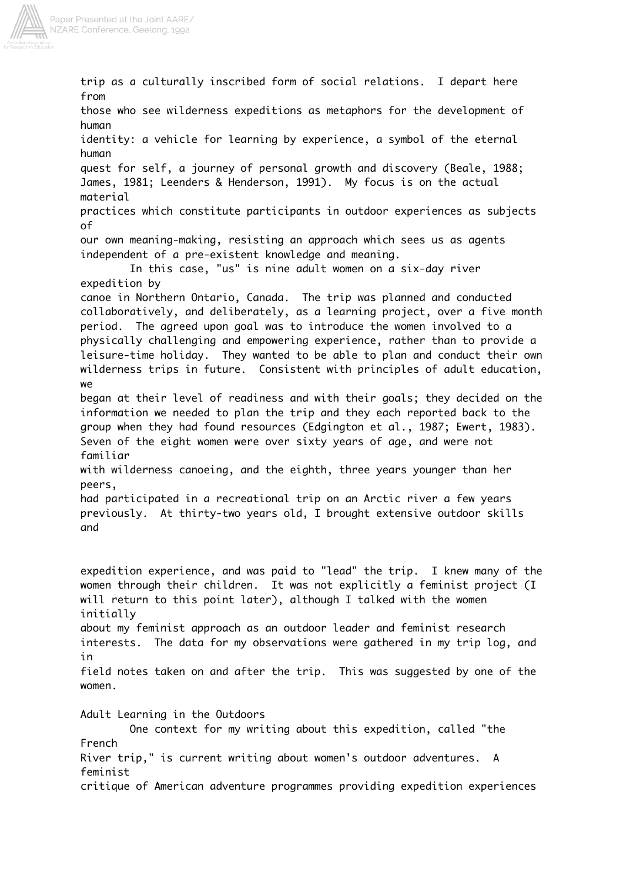trip as a culturally inscribed form of social relations. I depart here from those who see wilderness expeditions as metaphors for the development of human identity: a vehicle for learning by experience, a symbol of the eternal human quest for self, a journey of personal growth and discovery (Beale, 1988; James, 1981; Leenders & Henderson, 1991). My focus is on the actual material practices which constitute participants in outdoor experiences as subjects of our own meaning-making, resisting an approach which sees us as agents independent of a pre-existent knowledge and meaning.

In this case, "us" is nine adult women on a six-day river expedition by canoe in Northern Ontario, Canada. The trip was planned and conducted collaboratively, and deliberately, as a learning project, over a five month period. The agreed upon goal was to introduce the women involved to a physically challenging and empowering experience, rather than to provide a leisure-time holiday. They wanted to be able to plan and conduct their own wilderness trips in future. Consistent with principles of adult education, we began at their level of readiness and with their goals; they decided on the information we needed to plan the trip and they each reported back to the group when they had found resources (Edgington et al., 1987; Ewert, 1983). Seven of the eight women were over sixty years of age, and were not familiar with wilderness canoeing, and the eighth, three years younger than her peers, had participated in a recreational trip on an Arctic river a few years previously. At thirty-two years old, I brought extensive outdoor skills and expedition experience, and was paid to "lead" the trip. I knew many of the women through their children. It was not explicitly a feminist project (I will return to this point later), although I talked with the women initially about my feminist approach as an outdoor leader and feminist research interests. The data for my observations were gathered in my trip log, and in field notes taken on and after the trip. This was suggested by one of the women.

## Adult Learning in the Outdoors

One context for my writing about this expedition, called "the French River trip," is current writing about women's outdoor adventures. A feminist critique of American adventure programmes providing expedition experiences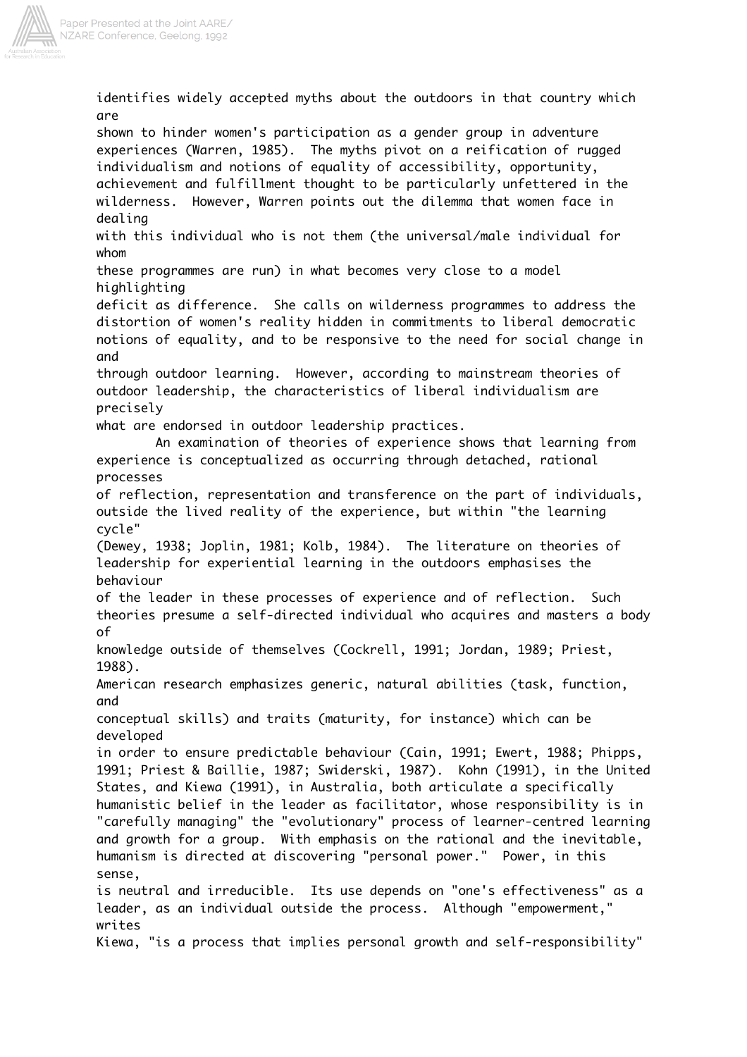identifies widely accepted myths about the outdoors in that country which are shown to hinder women's participation as a gender group in adventure experiences (Warren, 1985). The myths pivot on a reification of rugged individualism and notions of equality of accessibility, opportunity, achievement and fulfillment thought to be particularly unfettered in the wilderness. However, Warren points out the dilemma that women face in dealing with this individual who is not them (the universal/male individual for whom these programmes are run) in what becomes very close to a model highlighting deficit as difference. She calls on wilderness programmes to address the distortion of women's reality hidden in commitments to liberal democratic notions of equality, and to be responsive to the need for social change in and through outdoor learning. However, according to mainstream theories of outdoor leadership, the characteristics of liberal individualism are precisely what are endorsed in outdoor leadership practices.

An examination of theories of experience shows that learning from experience is conceptualized as occurring through detached, rational processes of reflection, representation and transference on the part of individuals, outside the lived reality of the experience, but within "the learning cycle" (Dewey, 1938; Joplin, 1981; Kolb, 1984). The literature on theories of leadership for experiential learning in the outdoors emphasises the behaviour of the leader in these processes of experience and of reflection. Such theories presume a self-directed individual who acquires and masters a body of knowledge outside of themselves (Cockrell, 1991; Jordan, 1989; Priest, 1988). American research emphasizes generic, natural abilities (task, function, and conceptual skills) and traits (maturity, for instance) which can be developed in order to ensure predictable behaviour (Cain, 1991; Ewert, 1988; Phipps, 1991; Priest & Baillie, 1987; Swiderski, 1987). Kohn (1991), in the United States, and Kiewa (1991), in Australia, both articulate a specifically humanistic belief in the leader as facilitator, whose responsibility is in "carefully managing" the "evolutionary" process of learner-centred learning and growth for a group. With emphasis on the rational and the inevitable, humanism is directed at discovering "personal power." Power, in this sense, is neutral and irreducible. Its use depends on "one's effectiveness" as a leader, as an individual outside the process. Although "empowerment," writes Kiewa, "is a process that implies personal growth and self-responsibility"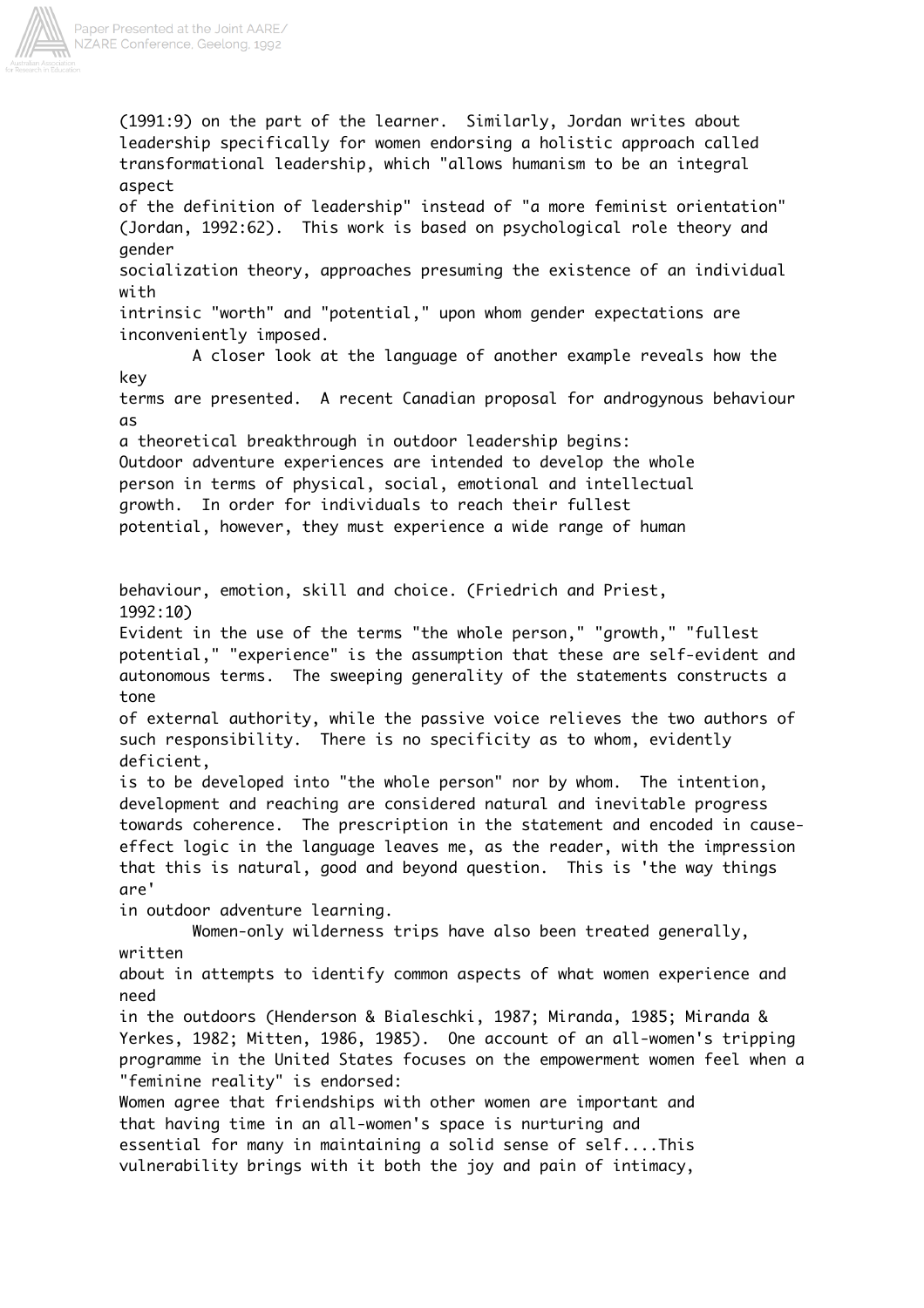(1991:9) on the part of the learner. Similarly, Jordan writes about leadership specifically for women endorsing a holistic approach called transformational leadership, which "allows humanism to be an integral aspect of the definition of leadership" instead of "a more feminist orientation" (Jordan, 1992:62). This work is based on psychological role theory and gender socialization theory, approaches presuming the existence of an individual with intrinsic "worth" and "potential," upon whom gender expectations are inconveniently imposed.

A closer look at the language of another example reveals how the key terms are presented. A recent Canadian proposal for androgynous behaviour as a theoretical breakthrough in outdoor leadership begins:

> Outdoor adventure experiences are intended to develop the whole person in terms of physical, social, emotional and intellectual growth. In order for individuals to reach their fullest potential, however, they must experience a wide range of human behaviour, emotion, skill and choice. (Friedrich and Priest, 1992:10)

Evident in the use of the terms "the whole person," "growth," "fullest potential," "experience" is the assumption that these are self-evident and autonomous terms. The sweeping generality of the statements constructs a tone of external authority, while the passive voice relieves the two authors of such responsibility. There is no specificity as to whom, evidently deficient, is to be developed into "the whole person" nor by whom. The intention, development and reaching are considered natural and inevitable progress towards coherence. The prescription in the statement and encoded in cause-effect logic in the language leaves me, as the reader, with the impression that this is natural, good and beyond question. This is 'the way things are' in outdoor adventure learning.

Women-only wilderness trips have also been treated generally, written about in attempts to identify common aspects of what women experience and need in the outdoors (Henderson & Bialeschki, 1987; Miranda, 1985; Miranda & Yerkes, 1982; Mitten, 1986, 1985). One account of an all-women's tripping programme in the United States focuses on the empowerment women feel when a "feminine reality" is endorsed:

> Women agree that friendships with other women are important and that having time in an all-women's space is nurturing and essential for many in maintaining a solid sense of self....This vulnerability brings with it both the joy and pain of intimacy,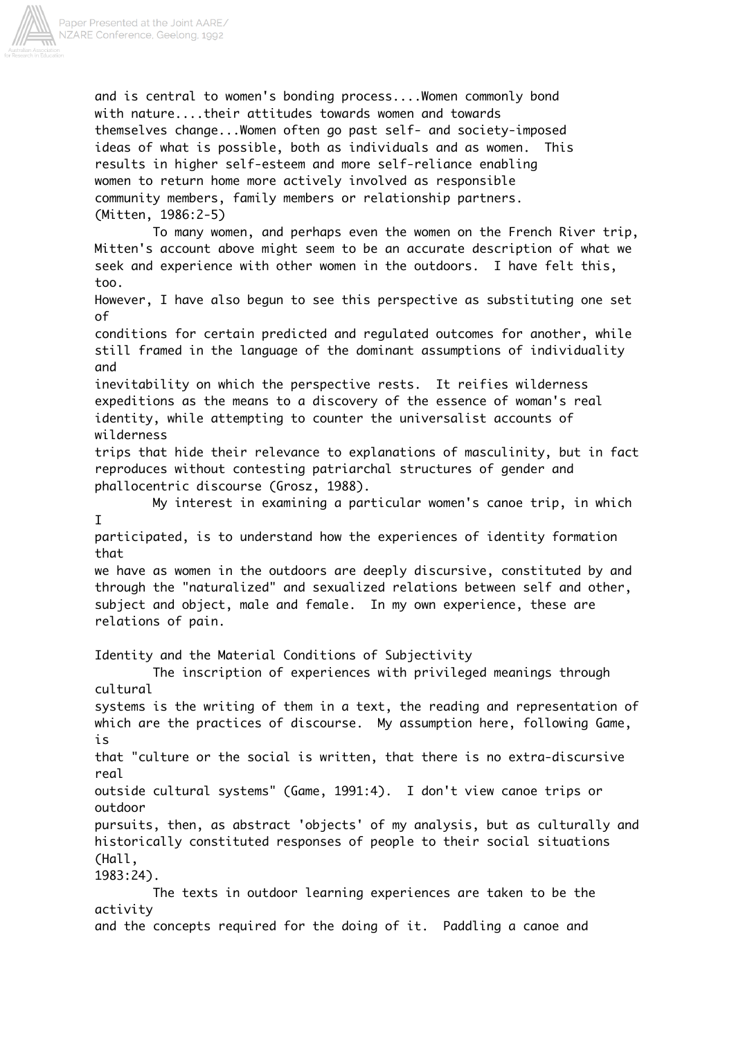and is central to women's bonding process....Women commonly bond with nature....their attitudes towards women and towards themselves change...Women often go past self- and society-imposed ideas of what is possible, both as individuals and as women. This results in higher self-esteem and more self-reliance enabling women to return home more actively involved as responsible community members, family members or relationship partners. (Mitten, 1986:2-5)

To many women, and perhaps even the women on the French River trip, Mitten's account above might seem to be an accurate description of what we seek and experience with other women in the outdoors. I have felt this, too. However, I have also begun to see this perspective as substituting one set of conditions for certain predicted and regulated outcomes for another, while still framed in the language of the dominant assumptions of individuality and inevitability on which the perspective rests. It reifies wilderness expeditions as the means to a discovery of the essence of woman's real identity, while attempting to counter the universalist accounts of wilderness trips that hide their relevance to explanations of masculinity, but in fact reproduces without contesting patriarchal structures of gender and phallocentric discourse (Grosz, 1988).

My interest in examining a particular women's canoe trip, in which I participated, is to understand how the experiences of identity formation that we have as women in the outdoors are deeply discursive, constituted by and through the "naturalized" and sexualized relations between self and other, subject and object, male and female. In my own experience, these are relations of pain.

## Identity and the Material Conditions of Subjectivity

The inscription of experiences with privileged meanings through cultural systems is the writing of them in a text, the reading and representation of which are the practices of discourse. My assumption here, following Game, is that "culture or the social is written, that there is no extra-discursive real outside cultural systems" (Game, 1991:4). I don't view canoe trips or outdoor pursuits, then, as abstract 'objects' of my analysis, but as culturally and historically constituted responses of people to their social situations (Hall, 1983:24).

The texts in outdoor learning experiences are taken to be the activity and the concepts required for the doing of it. Paddling a canoe and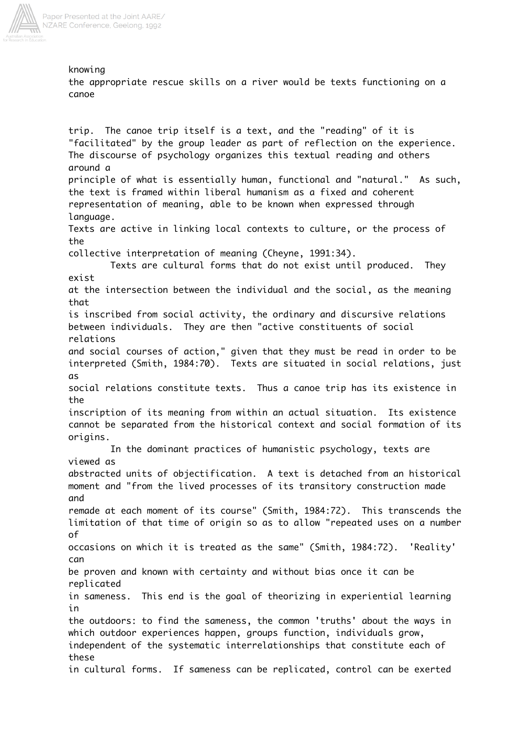knowing the appropriate rescue skills on a river would be texts functioning on a canoe trip. The canoe trip itself is a text, and the "reading" of it is "facilitated" by the group leader as part of reflection on the experience. The discourse of psychology organizes this textual reading and others around a principle of what is essentially human, functional and "natural." As such, the text is framed within liberal humanism as a fixed and coherent representation of meaning, able to be known when expressed through language. Texts are active in linking local contexts to culture, or the process of the collective interpretation of meaning (Cheyne, 1991:34).

Texts are cultural forms that do not exist until produced. They exist at the intersection between the individual and the social, as the meaning that is inscribed from social activity, the ordinary and discursive relations between individuals. They are then "active constituents of social relations and social courses of action," given that they must be read in order to be interpreted (Smith, 1984:70). Texts are situated in social relations, just as social relations constitute texts. Thus a canoe trip has its existence in the inscription of its meaning from within an actual situation. Its existence cannot be separated from the historical context and social formation of its origins.

In the dominant practices of humanistic psychology, texts are viewed as abstracted units of objectification. A text is detached from an historical moment and "from the lived processes of its transitory construction made and remade at each moment of its course" (Smith, 1984:72). This transcends the limitation of that time of origin so as to allow "repeated uses on a number of occasions on which it is treated as the same" (Smith, 1984:72). 'Reality' can be proven and known with certainty and without bias once it can be replicated in sameness. This end is the goal of theorizing in experiential learning in the outdoors: to find the sameness, the common 'truths' about the ways in which outdoor experiences happen, groups function, individuals grow, independent of the systematic interrelationships that constitute each of these in cultural forms. If sameness can be replicated, control can be exerted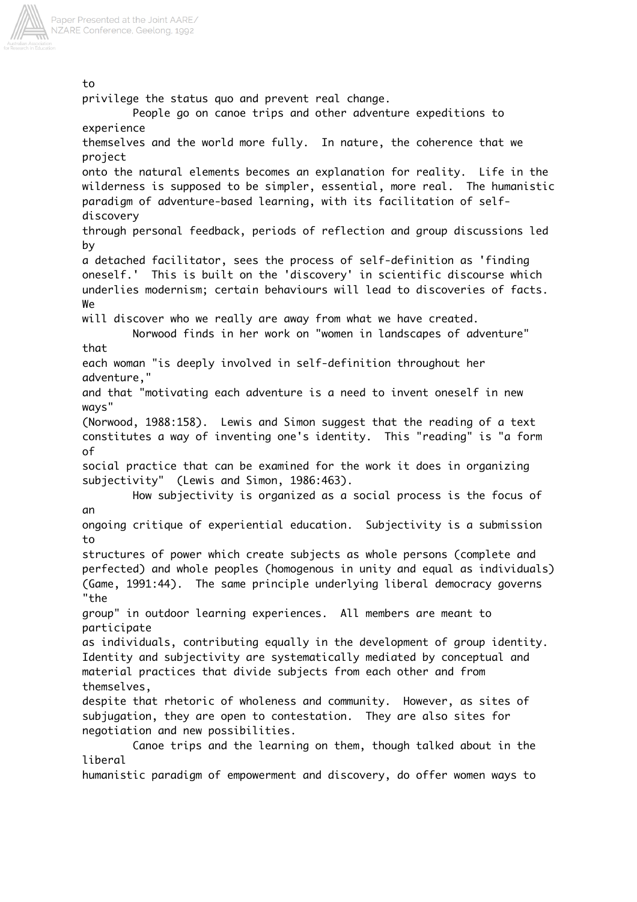to privilege the status quo and prevent real change.

People go on canoe trips and other adventure expeditions to experience themselves and the world more fully. In nature, the coherence that we project onto the natural elements becomes an explanation for reality. Life in the wilderness is supposed to be simpler, essential, more real. The humanistic paradigm of adventure-based learning, with its facilitation of self-discovery through personal feedback, periods of reflection and group discussions led by a detached facilitator, sees the process of self-definition as 'finding oneself.' This is built on the 'discovery' in scientific discourse which underlies modernism; certain behaviours will lead to discoveries of facts. We will discover who we really are away from what we have created.

Norwood finds in her work on "women in landscapes of adventure" that each woman "is deeply involved in self-definition throughout her adventure," and that "motivating each adventure is a need to invent oneself in new ways" (Norwood, 1988:158). Lewis and Simon suggest that the reading of a text constitutes a way of inventing one's identity. This "reading" is "a form of social practice that can be examined for the work it does in organizing subjectivity" (Lewis and Simon, 1986:463).

How subjectivity is organized as a social process is the focus of an ongoing critique of experiential education. Subjectivity is a submission to structures of power which create subjects as whole persons (complete and perfected) and whole peoples (homogenous in unity and equal as individuals) (Game, 1991:44). The same principle underlying liberal democracy governs "the group" in outdoor learning experiences. All members are meant to participate as individuals, contributing equally in the development of group identity. Identity and subjectivity are systematically mediated by conceptual and material practices that divide subjects from each other and from themselves, despite that rhetoric of wholeness and community. However, as sites of subjugation, they are open to contestation. They are also sites for negotiation and new possibilities.

Canoe trips and the learning on them, though talked about in the liberal humanistic paradigm of empowerment and discovery, do offer women ways to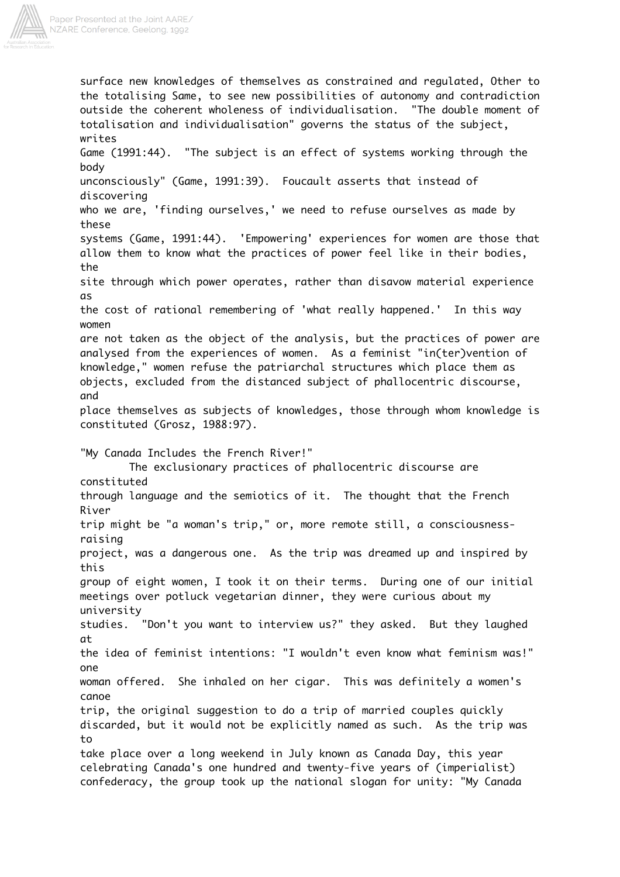surface new knowledges of themselves as constrained and regulated, Other to the totalising Same, to see new possibilities of autonomy and contradiction outside the coherent wholeness of individualisation. "The double moment of totalisation and individualisation" governs the status of the subject, writes Game (1991:44). "The subject is an effect of systems working through the body unconsciously" (Game, 1991:39). Foucault asserts that instead of discovering who we are, 'finding ourselves,' we need to refuse ourselves as made by these systems (Game, 1991:44). 'Empowering' experiences for women are those that allow them to know what the practices of power feel like in their bodies, the site through which power operates, rather than disavow material experience as the cost of rational remembering of 'what really happened.' In this way women are not taken as the object of the analysis, but the practices of power are analysed from the experiences of women. As a feminist "in(ter)vention of knowledge," women refuse the patriarchal structures which place them as objects, excluded from the distanced subject of phallocentric discourse, and place themselves as subjects of knowledges, those through whom knowledge is constituted (Grosz, 1988:97).

## "My Canada Includes the French River!"

The exclusionary practices of phallocentric discourse are constituted through language and the semiotics of it. The thought that the French River trip might be "a woman's trip," or, more remote still, a consciousness-raising project, was a dangerous one. As the trip was dreamed up and inspired by this group of eight women, I took it on their terms. During one of our initial meetings over potluck vegetarian dinner, they were curious about my university studies. "Don't you want to interview us?" they asked. But they laughed at the idea of feminist intentions: "I wouldn't even know what feminism was!" one woman offered. She inhaled on her cigar. This was definitely a women's canoe trip, the original suggestion to do a trip of married couples quickly discarded, but it would not be explicitly named as such. As the trip was to take place over a long weekend in July known as Canada Day, this year celebrating Canada's one hundred and twenty-five years of (imperialist) confederacy, the group took up the national slogan for unity: "My Canada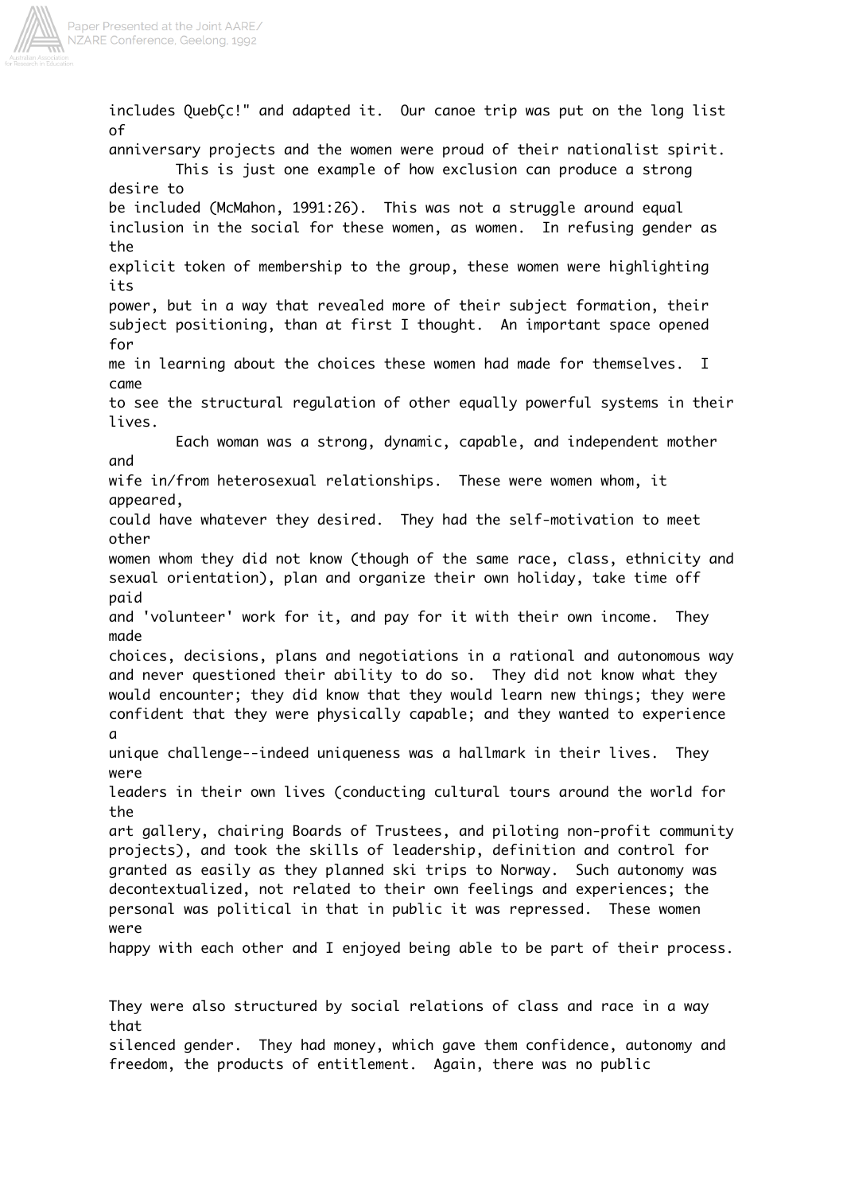includes QuebÇc!" and adapted it. Our canoe trip was put on the long list of anniversary projects and the women were proud of their nationalist spirit.

This is just one example of how exclusion can produce a strong desire to be included (McMahon, 1991:26). This was not a struggle around equal inclusion in the social for these women, as women. In refusing gender as the explicit token of membership to the group, these women were highlighting its power, but in a way that revealed more of their subject formation, their subject positioning, than at first I thought. An important space opened for me in learning about the choices these women had made for themselves. I came to see the structural regulation of other equally powerful systems in their lives.

Each woman was a strong, dynamic, capable, and independent mother and wife in/from heterosexual relationships. These were women whom, it appeared, could have whatever they desired. They had the self-motivation to meet other women whom they did not know (though of the same race, class, ethnicity and sexual orientation), plan and organize their own holiday, take time off paid and 'volunteer' work for it, and pay for it with their own income. They made choices, decisions, plans and negotiations in a rational and autonomous way and never questioned their ability to do so. They did not know what they would encounter; they did know that they would learn new things; they were confident that they were physically capable; and they wanted to experience a unique challenge--indeed uniqueness was a hallmark in their lives. They were leaders in their own lives (conducting cultural tours around the world for the art gallery, chairing Boards of Trustees, and piloting non-profit community projects), and took the skills of leadership, definition and control for granted as easily as they planned ski trips to Norway. Such autonomy was decontextualized, not related to their own feelings and experiences; the personal was political in that in public it was repressed. These women were happy with each other and I enjoyed being able to be part of their process.

They were also structured by social relations of class and race in a way that silenced gender. They had money, which gave them confidence, autonomy and freedom, the products of entitlement. Again, there was no public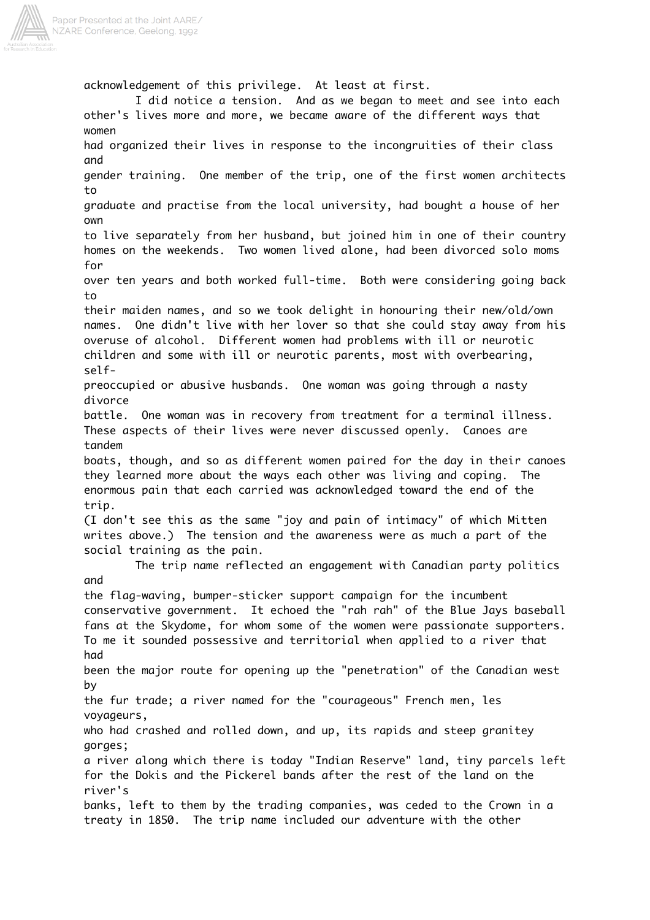acknowledgement of this privilege. At least at first.

I did notice a tension. And as we began to meet and see into each other's lives more and more, we became aware of the different ways that women had organized their lives in response to the incongruities of their class and gender training. One member of the trip, one of the first women architects to graduate and practise from the local university, had bought a house of her own to live separately from her husband, but joined him in one of their country homes on the weekends. Two women lived alone, had been divorced solo moms for over ten years and both worked full-time. Both were considering going back to their maiden names, and so we took delight in honouring their new/old/own names. One didn't live with her lover so that she could stay away from his overuse of alcohol. Different women had problems with ill or neurotic children and some with ill or neurotic parents, most with overbearing, self-preoccupied or abusive husbands. One woman was going through a nasty divorce battle. One woman was in recovery from treatment for a terminal illness. These aspects of their lives were never discussed openly. Canoes are tandem boats, though, and so as different women paired for the day in their canoes they learned more about the ways each other was living and coping. The enormous pain that each carried was acknowledged toward the end of the trip. (I don't see this as the same "joy and pain of intimacy" of which Mitten writes above.) The tension and the awareness were as much a part of the social training as the pain.

The trip name reflected an engagement with Canadian party politics and the flag-waving, bumper-sticker support campaign for the incumbent conservative government. It echoed the "rah rah" of the Blue Jays baseball fans at the Skydome, for whom some of the women were passionate supporters. To me it sounded possessive and territorial when applied to a river that had been the major route for opening up the "penetration" of the Canadian west by the fur trade; a river named for the "courageous" French men, les voyageurs, who had crashed and rolled down, and up, its rapids and steep granitey gorges; a river along which there is today "Indian Reserve" land, tiny parcels left for the Dokis and the Pickerel bands after the rest of the land on the river's banks, left to them by the trading companies, was ceded to the Crown in a treaty in 1850. The trip name included our adventure with the other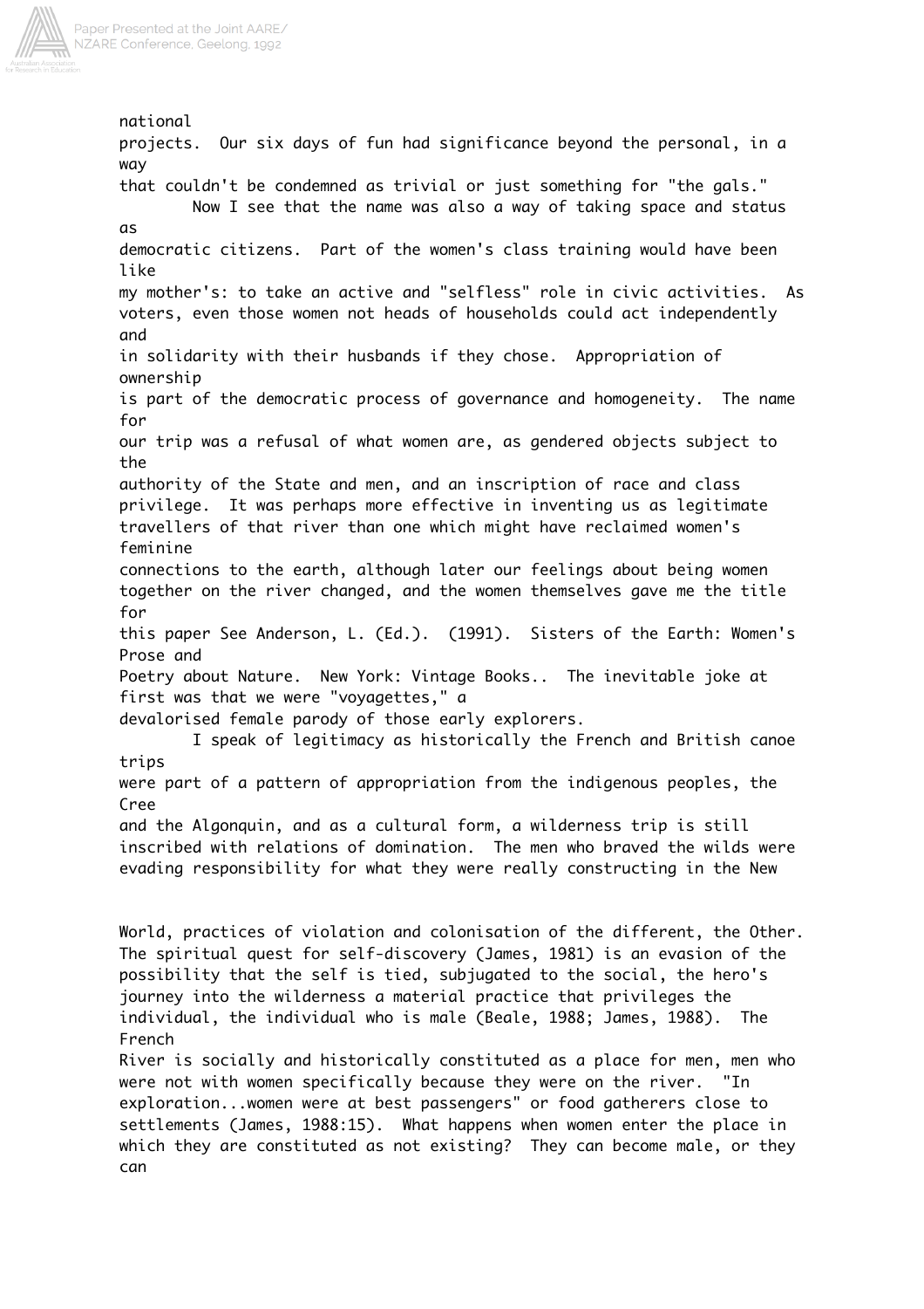national projects. Our six days of fun had significance beyond the personal, in a way that couldn't be condemned as trivial or just something for "the gals."

Now I see that the name was also a way of taking space and status as democratic citizens. Part of the women's class training would have been like my mother's: to take an active and "selfless" role in civic activities. As voters, even those women not heads of households could act independently and in solidarity with their husbands if they chose. Appropriation of ownership is part of the democratic process of governance and homogeneity. The name for our trip was a refusal of what women are, as gendered objects subject to the authority of the State and men, and an inscription of race and class privilege. It was perhaps more effective in inventing us as legitimate travellers of that river than one which might have reclaimed women's feminine connections to the earth, although later our feelings about being women together on the river changed, and the women themselves gave me the title for this paper See Anderson, L. (Ed.). (1991). Sisters of the Earth: Women's Prose and Poetry about Nature. New York: Vintage Books.. The inevitable joke at first was that we were "voyagettes," a devalorised female parody of those early explorers.

I speak of legitimacy as historically the French and British canoe trips were part of a pattern of appropriation from the indigenous peoples, the Cree and the Algonquin, and as a cultural form, a wilderness trip is still inscribed with relations of domination. The men who braved the wilds were evading responsibility for what they were really constructing in the New World, practices of violation and colonisation of the different, the Other. The spiritual quest for self-discovery (James, 1981) is an evasion of the possibility that the self is tied, subjugated to the social, the hero's journey into the wilderness a material practice that privileges the individual, the individual who is male (Beale, 1988; James, 1988). The French River is socially and historically constituted as a place for men, men who were not with women specifically because they were on the river. "In exploration...women were at best passengers" or food gatherers close to settlements (James, 1988:15). What happens when women enter the place in which they are constituted as not existing? They can become male, or they can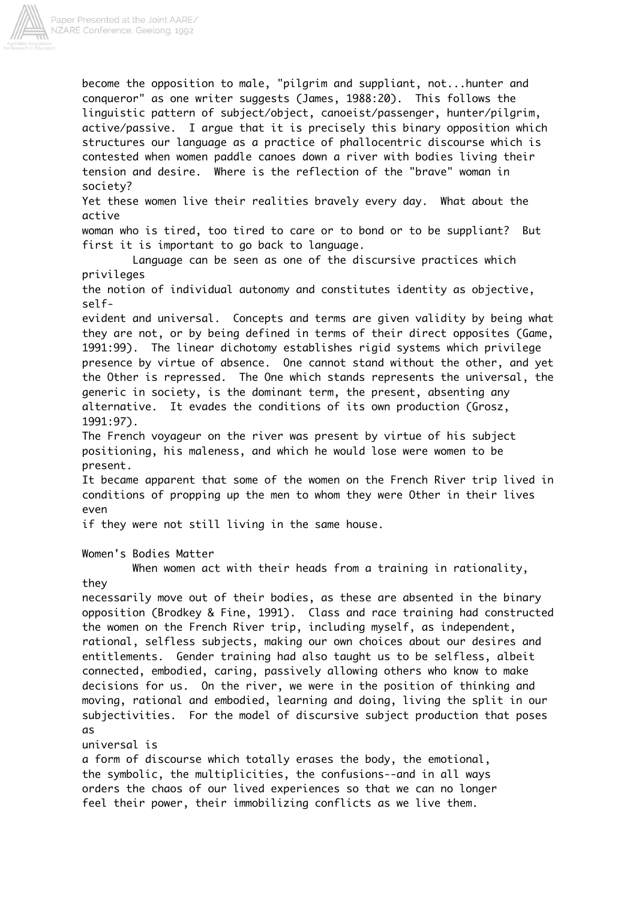become the opposition to male, "pilgrim and suppliant, not...hunter and conqueror" as one writer suggests (James, 1988:20). This follows the linguistic pattern of subject/object, canoeist/passenger, hunter/pilgrim, active/passive. I argue that it is precisely this binary opposition which structures our language as a practice of phallocentric discourse which is contested when women paddle canoes down a river with bodies living their tension and desire. Where is the reflection of the "brave" woman in society?

Yet these women live their realities bravely every day. What about the active woman who is tired, too tired to care or to bond or to be suppliant? But first it is important to go back to language.

Language can be seen as one of the discursive practices which privileges the notion of individual autonomy and constitutes identity as objective, self-evident and universal. Concepts and terms are given validity by being what they are not, or by being defined in terms of their direct opposites (Game, 1991:99). The linear dichotomy establishes rigid systems which privilege presence by virtue of absence. One cannot stand without the other, and yet the Other is repressed. The One which stands represents the universal, the generic in society, is the dominant term, the present, absenting any alternative. It evades the conditions of its own production (Grosz, 1991:97).

The French voyageur on the river was present by virtue of his subject positioning, his maleness, and which he would lose were women to be present.

It became apparent that some of the women on the French River trip lived in conditions of propping up the men to whom they were Other in their lives even if they were not still living in the same house.

## Women's Bodies Matter

When women act with their heads from a training in rationality, they necessarily move out of their bodies, as these are absented in the binary opposition (Brodkey & Fine, 1991). Class and race training had constructed the women on the French River trip, including myself, as independent, rational, selfless subjects, making our own choices about our desires and entitlements. Gender training had also taught us to be selfless, albeit connected, embodied, caring, passively allowing others who know to make decisions for us. On the river, we were in the position of thinking and moving, rational and embodied, learning and doing, living the split in our subjectivities. For the model of discursive subject production that poses as universal is

> a form of discourse which totally erases the body, the emotional, the symbolic, the multiplicities, the confusions--and in all ways orders the chaos of our lived experiences so that we can no longer feel their power, their immobilizing conflicts as we live them.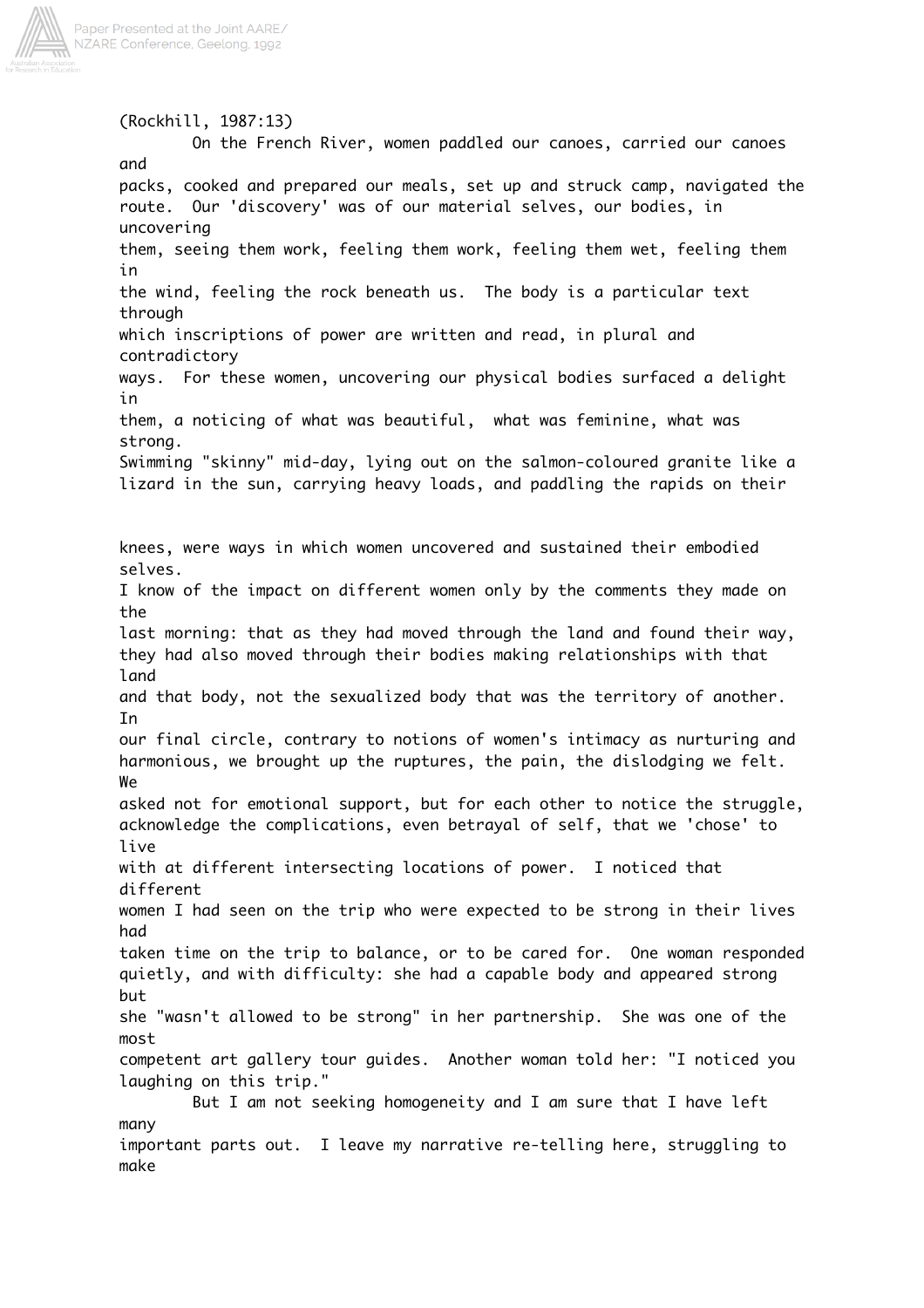(Rockhill, 1987:13)

On the French River, women paddled our canoes, carried our canoes and packs, cooked and prepared our meals, set up and struck camp, navigated the route. Our 'discovery' was of our material selves, our bodies, in uncovering them, seeing them work, feeling them work, feeling them wet, feeling them in the wind, feeling the rock beneath us. The body is a particular text through which inscriptions of power are written and read, in plural and contradictory ways. For these women, uncovering our physical bodies surfaced a delight in them, a noticing of what was beautiful, what was feminine, what was strong. Swimming "skinny" mid-day, lying out on the salmon-coloured granite like a lizard in the sun, carrying heavy loads, and paddling the rapids on their knees, were ways in which women uncovered and sustained their embodied selves. I know of the impact on different women only by the comments they made on the last morning: that as they had moved through the land and found their way, they had also moved through their bodies making relationships with that land and that body, not the sexualized body that was the territory of another. In our final circle, contrary to notions of women's intimacy as nurturing and harmonious, we brought up the ruptures, the pain, the dislodging we felt. We asked not for emotional support, but for each other to notice the struggle, acknowledge the complications, even betrayal of self, that we 'chose' to live with at different intersecting locations of power. I noticed that different women I had seen on the trip who were expected to be strong in their lives had taken time on the trip to balance, or to be cared for. One woman responded quietly, and with difficulty: she had a capable body and appeared strong but she "wasn't allowed to be strong" in her partnership. She was one of the most competent art gallery tour guides. Another woman told her: "I noticed you laughing on this trip."

But I am not seeking homogeneity and I am sure that I have left many important parts out. I leave my narrative re-telling here, struggling to make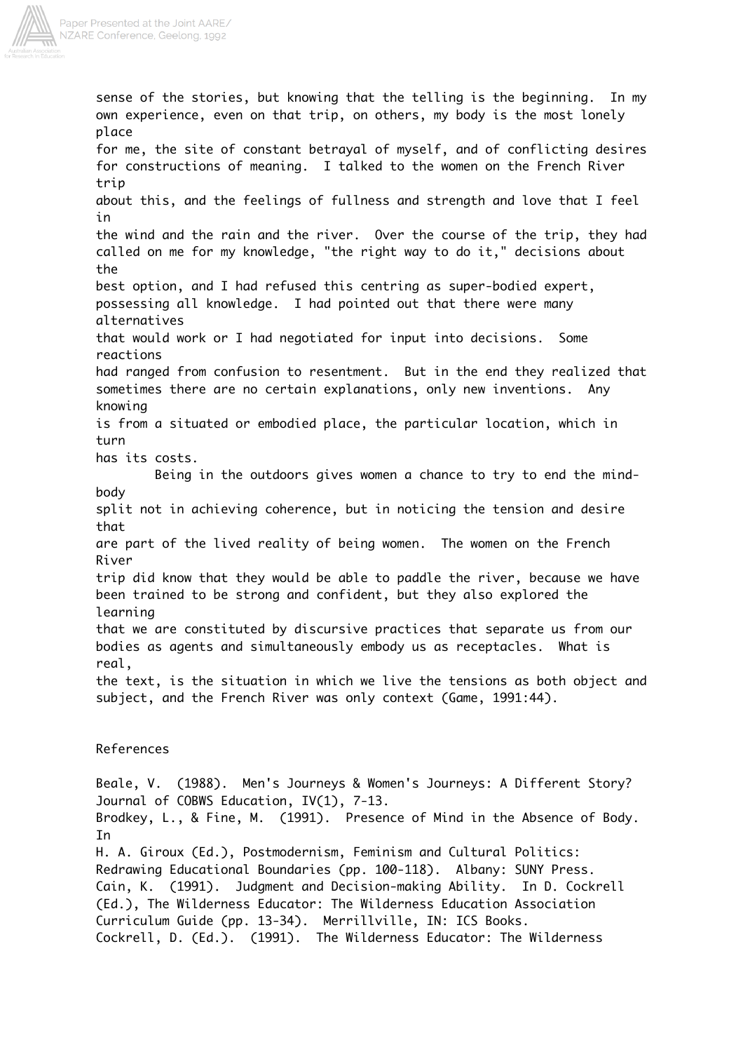sense of the stories, but knowing that the telling is the beginning. In my own experience, even on that trip, on others, my body is the most lonely place for me, the site of constant betrayal of myself, and of conflicting desires for constructions of meaning. I talked to the women on the French River trip about this, and the feelings of fullness and strength and love that I feel in the wind and the rain and the river. Over the course of the trip, they had called on me for my knowledge, "the right way to do it," decisions about the best option, and I had refused this centring as super-bodied expert, possessing all knowledge. I had pointed out that there were many alternatives that would work or I had negotiated for input into decisions. Some reactions had ranged from confusion to resentment. But in the end they realized that sometimes there are no certain explanations, only new inventions. Any knowing is from a situated or embodied place, the particular location, which in turn has its costs.

Being in the outdoors gives women a chance to try to end the mind-body split not in achieving coherence, but in noticing the tension and desire that are part of the lived reality of being women. The women on the French River trip did know that they would be able to paddle the river, because we have been trained to be strong and confident, but they also explored the learning that we are constituted by discursive practices that separate us from our bodies as agents and simultaneously embody us as receptacles. What is real, the text, is the situation in which we live the tensions as both object and subject, and the French River was only context (Game, 1991:44).

## References

Beale, V. (1988). Men's Journeys & Women's Journeys: A Different Story? Journal of COBWS Education, IV(1), 7-13.

Brodkey, L., & Fine, M. (1991). Presence of Mind in the Absence of Body. In H. A. Giroux (Ed.), Postmodernism, Feminism and Cultural Politics: Redrawing Educational Boundaries (pp. 100-118). Albany: SUNY Press.

Cain, K. (1991). Judgment and Decision-making Ability. In D. Cockrell (Ed.), The Wilderness Educator: The Wilderness Education Association Curriculum Guide (pp. 13-34). Merrillville, IN: ICS Books.

Cockrell, D. (Ed.). (1991). The Wilderness Educator: The Wilderness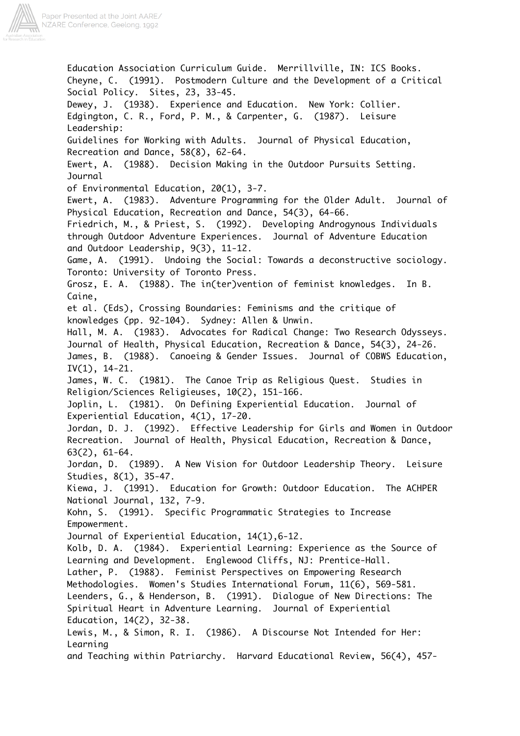Education Association Curriculum Guide. Merrillville, IN: ICS Books.

Cheyne, C. (1991). Postmodern Culture and the Development of a Critical Social Policy. Sites, 23, 33-45.

Dewey, J. (1938). Experience and Education. New York: Collier.

Edgington, C. R., Ford, P. M., & Carpenter, G. (1987). Leisure Leadership: Guidelines for Working with Adults. Journal of Physical Education, Recreation and Dance, 58(8), 62-64.

Ewert, A. (1988). Decision Making in the Outdoor Pursuits Setting. Journal of Environmental Education, 20(1), 3-7.

Ewert, A. (1983). Adventure Programming for the Older Adult. Journal of Physical Education, Recreation and Dance, 54(3), 64-66.

Friedrich, M., & Priest, S. (1992). Developing Androgynous Individuals through Outdoor Adventure Experiences. Journal of Adventure Education and Outdoor Leadership, 9(3), 11-12.

Game, A. (1991). Undoing the Social: Towards a deconstructive sociology. Toronto: University of Toronto Press.

Grosz, E. A. (1988). The in(ter)vention of feminist knowledges. In B. Caine, et al. (Eds), Crossing Boundaries: Feminisms and the critique of knowledges (pp. 92-104). Sydney: Allen & Unwin.

Hall, M. A. (1983). Advocates for Radical Change: Two Research Odysseys. Journal of Health, Physical Education, Recreation & Dance, 54(3), 24-26.

James, B. (1988). Canoeing & Gender Issues. Journal of COBWS Education, IV(1), 14-21.

James, W. C. (1981). The Canoe Trip as Religious Quest. Studies in Religion/Sciences Religieuses, 10(2), 151-166.

Joplin, L. (1981). On Defining Experiential Education. Journal of Experiential Education, 4(1), 17-20.

Jordan, D. J. (1992). Effective Leadership for Girls and Women in Outdoor Recreation. Journal of Health, Physical Education, Recreation & Dance, 63(2), 61-64.

Jordan, D. (1989). A New Vision for Outdoor Leadership Theory. Leisure Studies, 8(1), 35-47.

Kiewa, J. (1991). Education for Growth: Outdoor Education. The ACHPER National Journal, 132, 7-9.

Kohn, S. (1991). Specific Programmatic Strategies to Increase Empowerment. Journal of Experiential Education, 14(1),6-12.

Kolb, D. A. (1984). Experiential Learning: Experience as the Source of Learning and Development. Englewood Cliffs, NJ: Prentice-Hall.

Lather, P. (1988). Feminist Perspectives on Empowering Research Methodologies. Women's Studies International Forum, 11(6), 569-581.

Leenders, G., & Henderson, B. (1991). Dialogue of New Directions: The Spiritual Heart in Adventure Learning. Journal of Experiential Education, 14(2), 32-38.

Lewis, M., & Simon, R. I. (1986). A Discourse Not Intended for Her: Learning and Teaching within Patriarchy. Harvard Educational Review, 56(4), 457-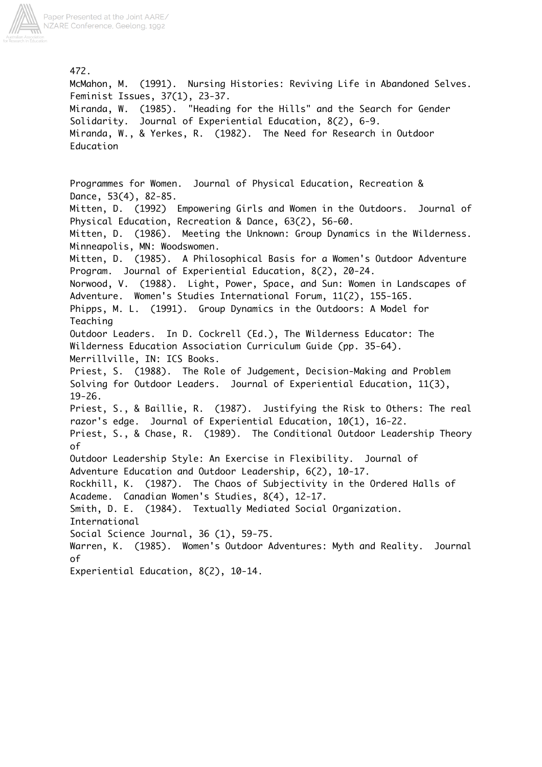472.

McMahon, M. (1991). Nursing Histories: Reviving Life in Abandoned Selves. Feminist Issues, 37(1), 23-37.

Miranda, W. (1985). "Heading for the Hills" and the Search for Gender Solidarity. Journal of Experiential Education, 8(2), 6-9.

Miranda, W., & Yerkes, R. (1982). The Need for Research in Outdoor Education Programmes for Women. Journal of Physical Education, Recreation & Dance, 53(4), 82-85.

Mitten, D. (1992) Empowering Girls and Women in the Outdoors. Journal of Physical Education, Recreation & Dance, 63(2), 56-60.

Mitten, D. (1986). Meeting the Unknown: Group Dynamics in the Wilderness. Minneapolis, MN: Woodswomen.

Mitten, D. (1985). A Philosophical Basis for a Women's Outdoor Adventure Program. Journal of Experiential Education, 8(2), 20-24.

Norwood, V. (1988). Light, Power, Space, and Sun: Women in Landscapes of Adventure. Women's Studies International Forum, 11(2), 155-165.

Phipps, M. L. (1991). Group Dynamics in the Outdoors: A Model for Teaching Outdoor Leaders. In D. Cockrell (Ed.), The Wilderness Educator: The Wilderness Education Association Curriculum Guide (pp. 35-64). Merrillville, IN: ICS Books.

Priest, S. (1988). The Role of Judgement, Decision-Making and Problem Solving for Outdoor Leaders. Journal of Experiential Education, 11(3), 19-26.

Priest, S., & Baillie, R. (1987). Justifying the Risk to Others: The real razor's edge. Journal of Experiential Education, 10(1), 16-22.

Priest, S., & Chase, R. (1989). The Conditional Outdoor Leadership Theory of Outdoor Leadership Style: An Exercise in Flexibility. Journal of Adventure Education and Outdoor Leadership, 6(2), 10-17.

Rockhill, K. (1987). The Chaos of Subjectivity in the Ordered Halls of Academe. Canadian Women's Studies, 8(4), 12-17.

Smith, D. E. (1984). Textually Mediated Social Organization. International Social Science Journal, 36 (1), 59-75.

Warren, K. (1985). Women's Outdoor Adventures: Myth and Reality. Journal of Experiential Education, 8(2), 10-14.